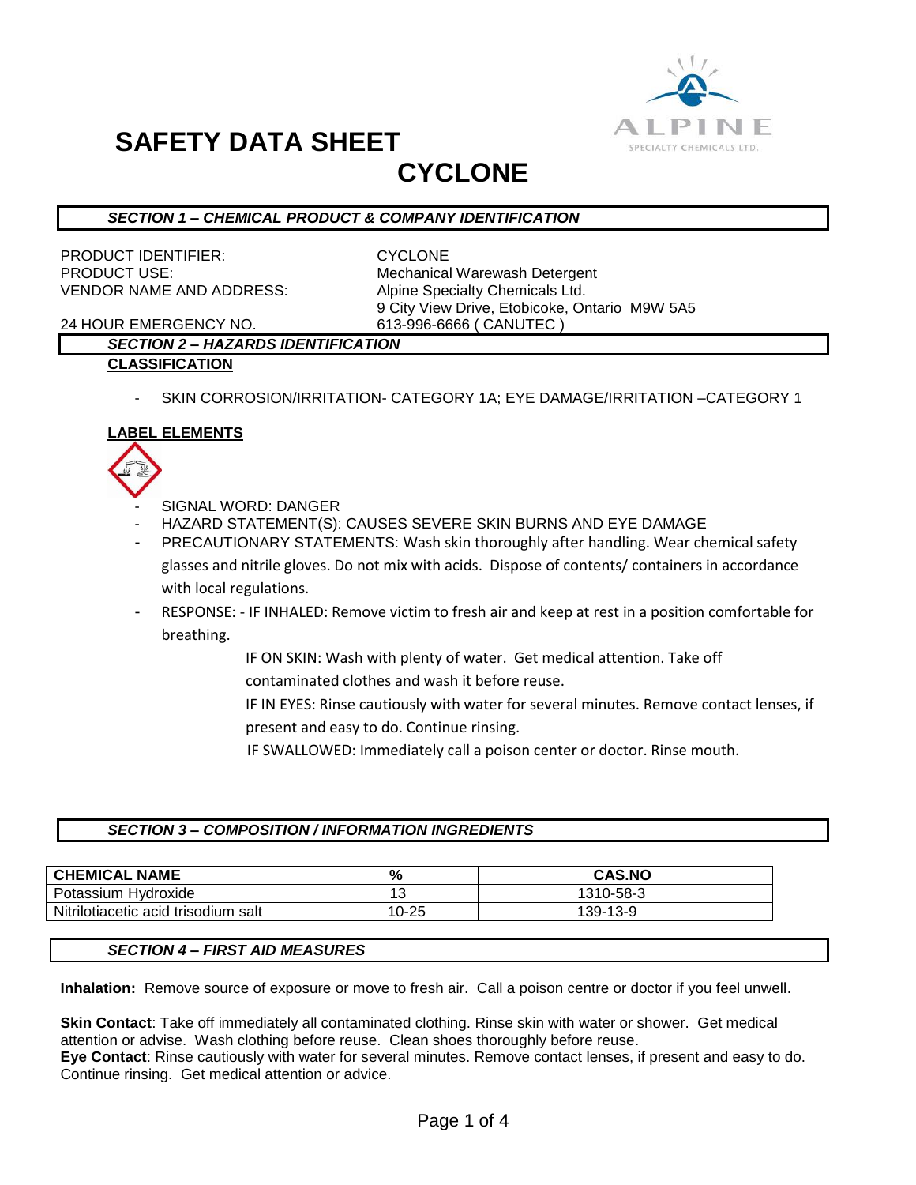# SAFETY DATA SHEET

# CYCLONE

## SECTION 1 – CHEMICAL PRODUCT & COMPANY IDENTIFICATION

PRODUCT IDENTIFIER: CYCLONE
PRODUCT USE: Mechanical Warewash Detergent
VENDOR NAME AND ADDRESS: Alpine Specialty Chemicals Ltd.
9 City View Drive, Etobicoke, Ontario M9W 5A5
24 HOUR EMERGENCY NO. 613-996-6666 ( CANUTEC )

## SECTION 2 – HAZARDS IDENTIFICATION

**CLASSIFICATION**

- SKIN CORROSION/IRRITATION- CATEGORY 1A; EYE DAMAGE/IRRITATION –CATEGORY 1

**LABEL ELEMENTS**

- SIGNAL WORD: DANGER
- HAZARD STATEMENT(S): CAUSES SEVERE SKIN BURNS AND EYE DAMAGE
- PRECAUTIONARY STATEMENTS: Wash skin thoroughly after handling. Wear chemical safety glasses and nitrile gloves. Do not mix with acids. Dispose of contents/ containers in accordance with local regulations.
- RESPONSE: - IF INHALED: Remove victim to fresh air and keep at rest in a position comfortable for breathing.

  IF ON SKIN: Wash with plenty of water. Get medical attention. Take off contaminated clothes and wash it before reuse.

  IF IN EYES: Rinse cautiously with water for several minutes. Remove contact lenses, if present and easy to do. Continue rinsing.

  IF SWALLOWED: Immediately call a poison center or doctor. Rinse mouth.

## SECTION 3 – COMPOSITION / INFORMATION INGREDIENTS

| CHEMICAL NAME | % | CAS.NO |
|---|---|---|
| Potassium Hydroxide | 13 | 1310-58-3 |
| Nitrilotiacetic acid trisodium salt | 10-25 | 139-13-9 |

## SECTION 4 – FIRST AID MEASURES

**Inhalation:** Remove source of exposure or move to fresh air. Call a poison centre or doctor if you feel unwell.

**Skin Contact**: Take off immediately all contaminated clothing. Rinse skin with water or shower. Get medical attention or advise. Wash clothing before reuse. Clean shoes thoroughly before reuse.
**Eye Contact**: Rinse cautiously with water for several minutes. Remove contact lenses, if present and easy to do. Continue rinsing. Get medical attention or advice.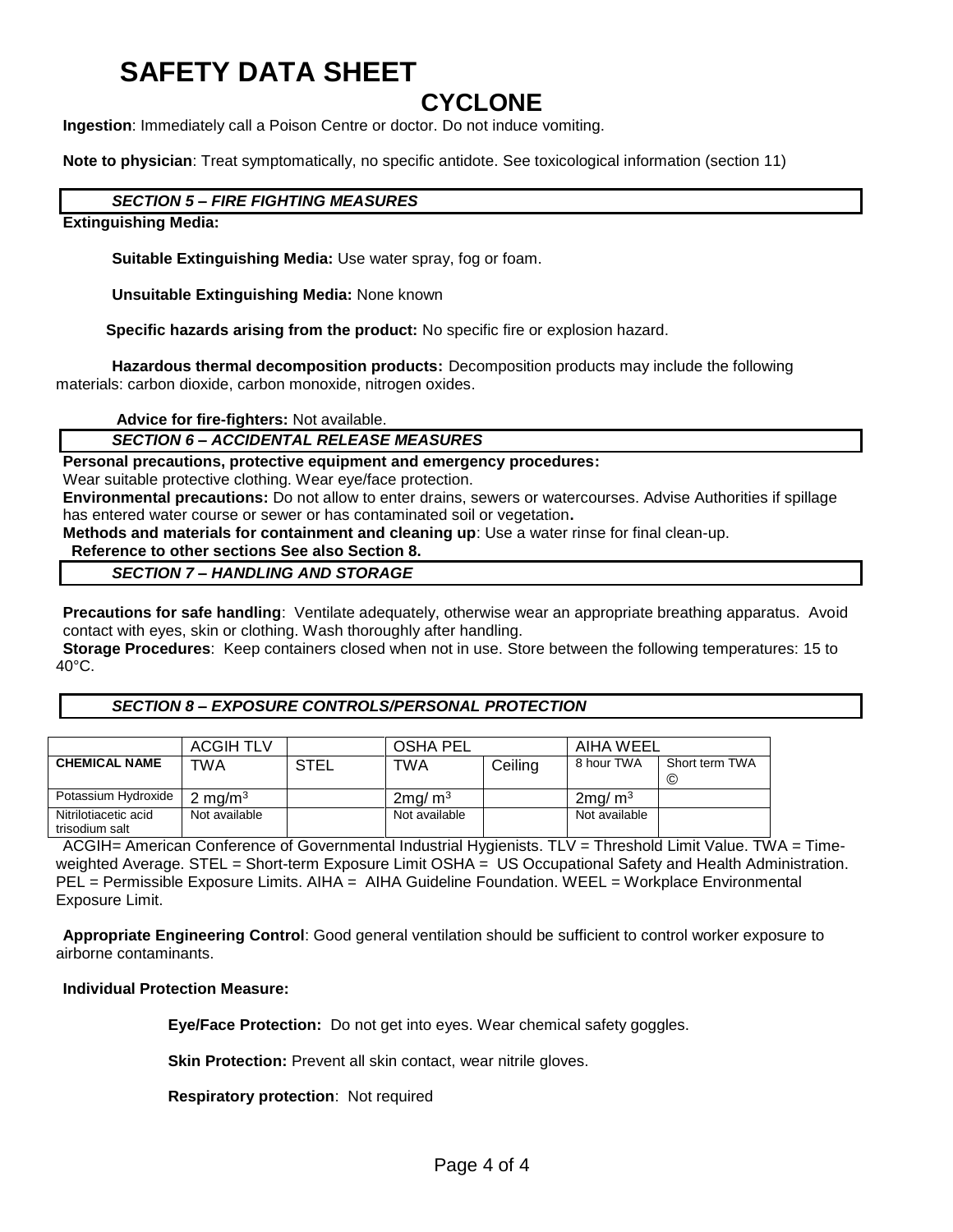# SAFETY DATA SHEET

## CYCLONE

**Ingestion**: Immediately call a Poison Centre or doctor. Do not induce vomiting.

**Note to physician**: Treat symptomatically, no specific antidote. See toxicological information (section 11)

### *SECTION 5 – FIRE FIGHTING MEASURES*

**Extinguishing Media:**

**Suitable Extinguishing Media:** Use water spray, fog or foam.

**Unsuitable Extinguishing Media:** None known

**Specific hazards arising from the product:** No specific fire or explosion hazard.

**Hazardous thermal decomposition products:** Decomposition products may include the following materials: carbon dioxide, carbon monoxide, nitrogen oxides.

**Advice for fire-fighters:** Not available.

### *SECTION 6 – ACCIDENTAL RELEASE MEASURES*

**Personal precautions, protective equipment and emergency procedures:**
Wear suitable protective clothing. Wear eye/face protection.

**Environmental precautions:** Do not allow to enter drains, sewers or watercourses. Advise Authorities if spillage has entered water course or sewer or has contaminated soil or vegetation**.**

**Methods and materials for containment and cleaning up**: Use a water rinse for final clean-up.

**Reference to other sections See also Section 8.**

### *SECTION 7 – HANDLING AND STORAGE*

**Precautions for safe handling**: Ventilate adequately, otherwise wear an appropriate breathing apparatus. Avoid contact with eyes, skin or clothing. Wash thoroughly after handling.

**Storage Procedures**: Keep containers closed when not in use. Store between the following temperatures: 15 to 40°C.

### *SECTION 8 – EXPOSURE CONTROLS/PERSONAL PROTECTION*

| | ACGIH TLV | | OSHA PEL | | AIHA WEEL | |
|---|---|---|---|---|---|---|
| **CHEMICAL NAME** | TWA | STEL | TWA | Ceiling | 8 hour TWA | Short term TWA © |
| Potassium Hydroxide | 2 $mg/m^3$ | | 2 $mg/m^3$ | | 2 $mg/m^3$ | |
| Nitrilotiacetic acid trisodium salt | Not available | | Not available | | Not available | |

ACGIH= American Conference of Governmental Industrial Hygienists. TLV = Threshold Limit Value. TWA = Time-weighted Average. STEL = Short-term Exposure Limit OSHA = US Occupational Safety and Health Administration. PEL = Permissible Exposure Limits. AIHA = AIHA Guideline Foundation. WEEL = Workplace Environmental Exposure Limit.

**Appropriate Engineering Control**: Good general ventilation should be sufficient to control worker exposure to airborne contaminants.

**Individual Protection Measure:**

**Eye/Face Protection:** Do not get into eyes. Wear chemical safety goggles.

**Skin Protection:** Prevent all skin contact, wear nitrile gloves.

**Respiratory protection**: Not required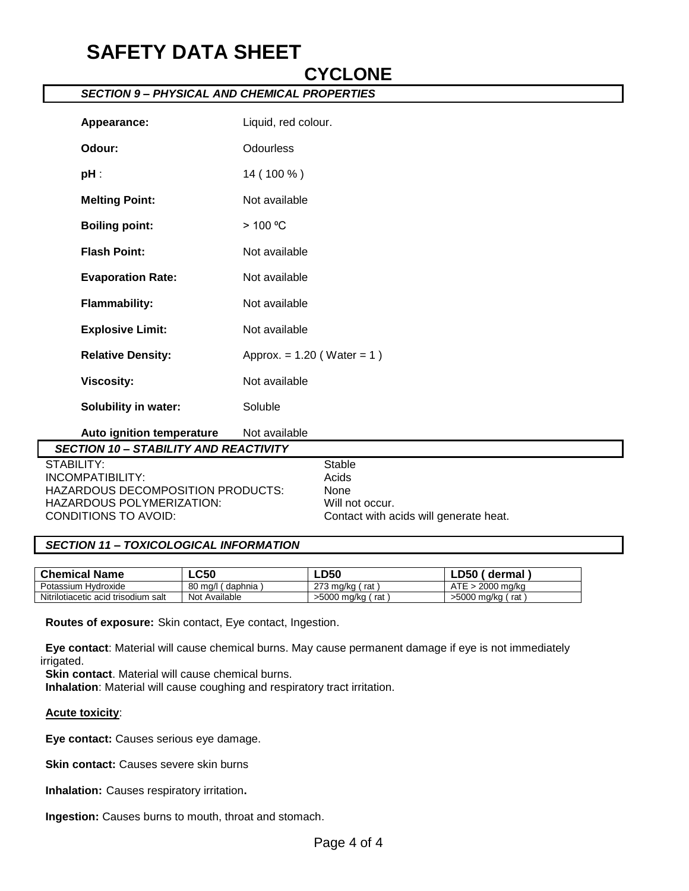# SAFETY DATA SHEET

## CYCLONE

### *SECTION 9 – PHYSICAL AND CHEMICAL PROPERTIES*

| | |
|---|---|
| **Appearance:** | Liquid, red colour. |
| **Odour:** | Odourless |
| **pH** : | 14 ( 100 % ) |
| **Melting Point:** | Not available |
| **Boiling point:** | > 100 ºC |
| **Flash Point:** | Not available |
| **Evaporation Rate:** | Not available |
| **Flammability:** | Not available |
| **Explosive Limit:** | Not available |
| **Relative Density:** | Approx. = 1.20 ( Water = 1 ) |
| **Viscosity:** | Not available |
| **Solubility in water:** | Soluble |
| **Auto ignition temperature** | Not available |

### *SECTION 10 – STABILITY AND REACTIVITY*

| | |
|---|---|
| STABILITY: | Stable |
| INCOMPATIBILITY: | Acids |
| HAZARDOUS DECOMPOSITION PRODUCTS: | None |
| HAZARDOUS POLYMERIZATION: | Will not occur. |
| CONDITIONS TO AVOID: | Contact with acids will generate heat. |

### *SECTION 11 – TOXICOLOGICAL INFORMATION*

| Chemical Name | LC50 | LD50 | LD50 ( dermal ) |
|---|---|---|---|
| Potassium Hydroxide | 80 mg/l ( daphnia ) | 273 mg/kg ( rat ) | ATE > 2000 mg/kg |
| Nitrilotiacetic acid trisodium salt | Not Available | >5000 mg/kg ( rat ) | >5000 mg/kg ( rat ) |

**Routes of exposure:** Skin contact, Eye contact, Ingestion.

**Eye contact**: Material will cause chemical burns. May cause permanent damage if eye is not immediately irrigated.

**Skin contact**. Material will cause chemical burns.

**Inhalation**: Material will cause coughing and respiratory tract irritation.

**Acute toxicity**:

**Eye contact:** Causes serious eye damage.

**Skin contact:** Causes severe skin burns

**Inhalation:** Causes respiratory irritation**.**

**Ingestion:** Causes burns to mouth, throat and stomach.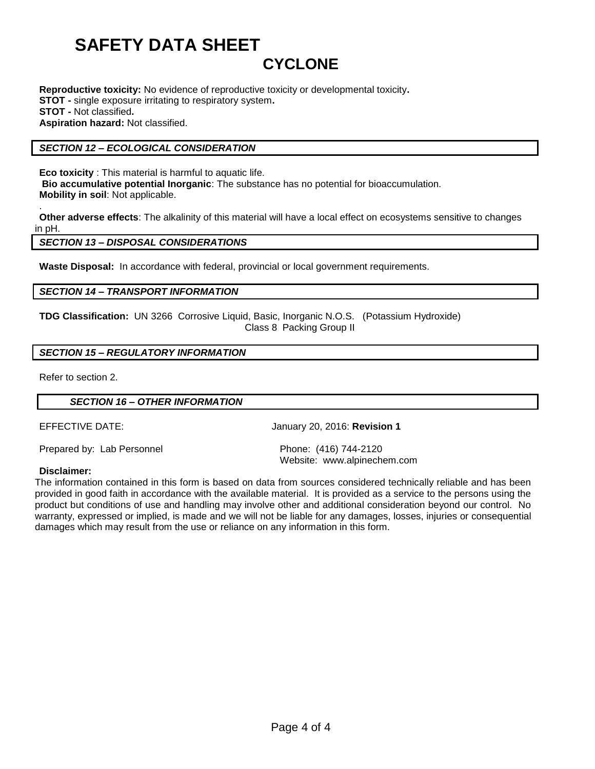**Reproductive toxicity:** No evidence of reproductive toxicity or developmental toxicity**.**
**STOT -** single exposure irritating to respiratory system**.**
**STOT -** Not classified**.**
**Aspiration hazard:** Not classified.

### *SECTION 12 – ECOLOGICAL CONSIDERATION*

**Eco toxicity** : This material is harmful to aquatic life.
**Bio accumulative potential Inorganic**: The substance has no potential for bioaccumulation.
**Mobility in soil**: Not applicable.
.
**Other adverse effects**: The alkalinity of this material will have a local effect on ecosystems sensitive to changes in pH.

### *SECTION 13 – DISPOSAL CONSIDERATIONS*

**Waste Disposal:** In accordance with federal, provincial or local government requirements.

### *SECTION 14 – TRANSPORT INFORMATION*

**TDG Classification:** UN 3266 Corrosive Liquid, Basic, Inorganic N.O.S. (Potassium Hydroxide)
Class 8 Packing Group II

### *SECTION 15 – REGULATORY INFORMATION*

Refer to section 2.

### *SECTION 16 – OTHER INFORMATION*

EFFECTIVE DATE: January 20, 2016: **Revision 1**

Prepared by: Lab Personnel

Phone: (416) 744-2120
Website: www.alpinechem.com

**Disclaimer:**
The information contained in this form is based on data from sources considered technically reliable and has been provided in good faith in accordance with the available material. It is provided as a service to the persons using the product but conditions of use and handling may involve other and additional consideration beyond our control. No warranty, expressed or implied, is made and we will not be liable for any damages, losses, injuries or consequential damages which may result from the use or reliance on any information in this form.